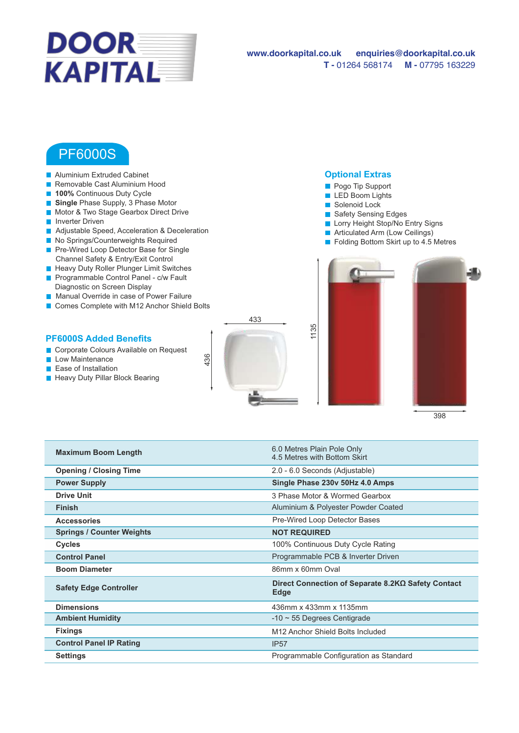# DOOR KAPITAL

www.doorkapital.co.uk enquiries@doorkapital.co.uk
**T -** 01264 568174 **M -** 07795 163229

## PF6000S

- Aluminium Extruded Cabinet
- Removable Cast Aluminium Hood
- **100%** Continuous Duty Cycle
- **Single** Phase Supply, 3 Phase Motor
- Motor & Two Stage Gearbox Direct Drive
- Inverter Driven
- Adjustable Speed, Acceleration & Deceleration
- No Springs/Counterweights Required
- Pre-Wired Loop Detector Base for Single Channel Safety & Entry/Exit Control
- Heavy Duty Roller Plunger Limit Switches
- Programmable Control Panel - c/w Fault Diagnostic on Screen Display
- Manual Override in case of Power Failure
- Comes Complete with M12 Anchor Shield Bolts

### Optional Extras

- Pogo Tip Support
- LED Boom Lights
- Solenoid Lock
- Safety Sensing Edges
- Lorry Height Stop/No Entry Signs
- Articulated Arm (Low Ceilings)
- Folding Bottom Skirt up to 4.5 Metres

### PF6000S Added Benefits

- Corporate Colours Available on Request
- Low Maintenance
- Ease of Installation
- Heavy Duty Pillar Block Bearing

433 436 1135 398

| | |
|---|---|
| **Maximum Boom Length** | 6.0 Metres Plain Pole Only<br>4.5 Metres with Bottom Skirt |
| **Opening / Closing Time** | 2.0 - 6.0 Seconds (Adjustable) |
| **Power Supply** | **Single Phase 230v 50Hz 4.0 Amps** |
| **Drive Unit** | 3 Phase Motor & Wormed Gearbox |
| **Finish** | Aluminium & Polyester Powder Coated |
| **Accessories** | Pre-Wired Loop Detector Bases |
| **Springs / Counter Weights** | **NOT REQUIRED** |
| **Cycles** | 100% Continuous Duty Cycle Rating |
| **Control Panel** | Programmable PCB & Inverter Driven |
| **Boom Diameter** | 86mm x 60mm Oval |
| **Safety Edge Controller** | **Direct Connection of Separate 8.2KΩ Safety Contact Edge** |
| **Dimensions** | 436mm x 433mm x 1135mm |
| **Ambient Humidity** | -10 ~ 55 Degrees Centigrade |
| **Fixings** | M12 Anchor Shield Bolts Included |
| **Control Panel IP Rating** | IP57 |
| **Settings** | Programmable Configuration as Standard |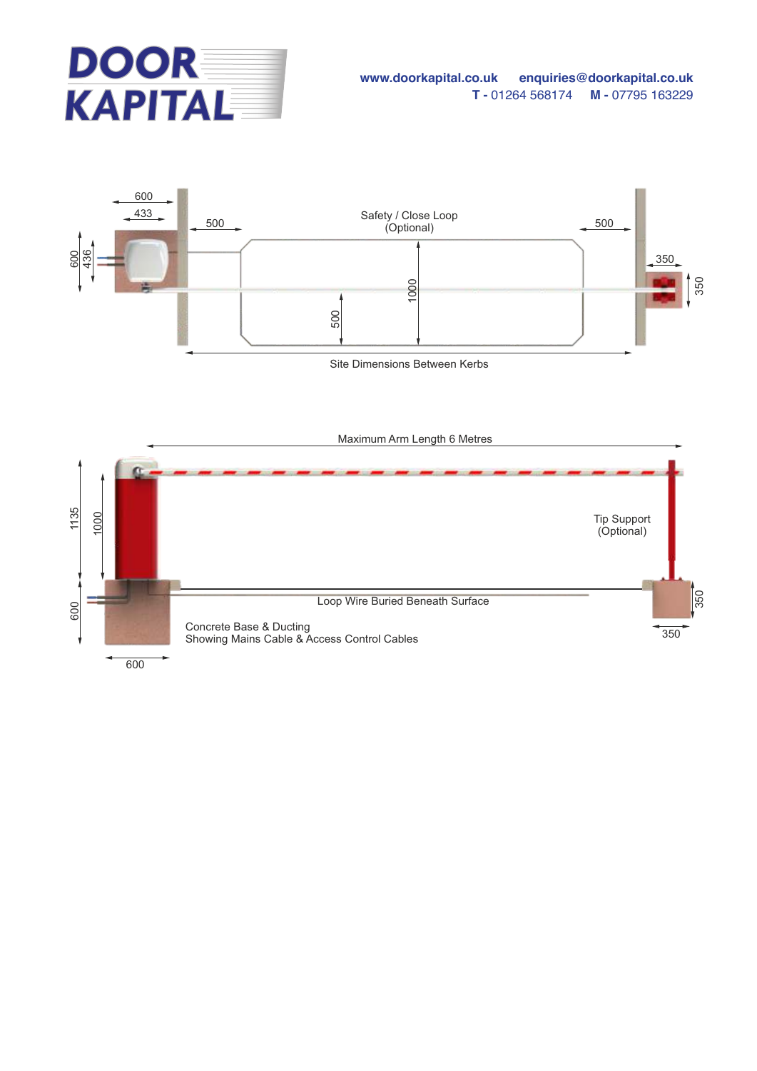**DOOR KAPITAL**

**www.doorkapital.co.uk** **enquiries@doorkapital.co.uk**

**T -** 01264 568174 **M -** 07795 163229

600

433

600

436

500

Safety / Close Loop
(Optional)

500

1000

500

350

350

Site Dimensions Between Kerbs

Maximum Arm Length 6 Metres

1135

1000

Tip Support
(Optional)

600

Loop Wire Buried Beneath Surface

350

Concrete Base & Ducting
Showing Mains Cable & Access Control Cables

350

600